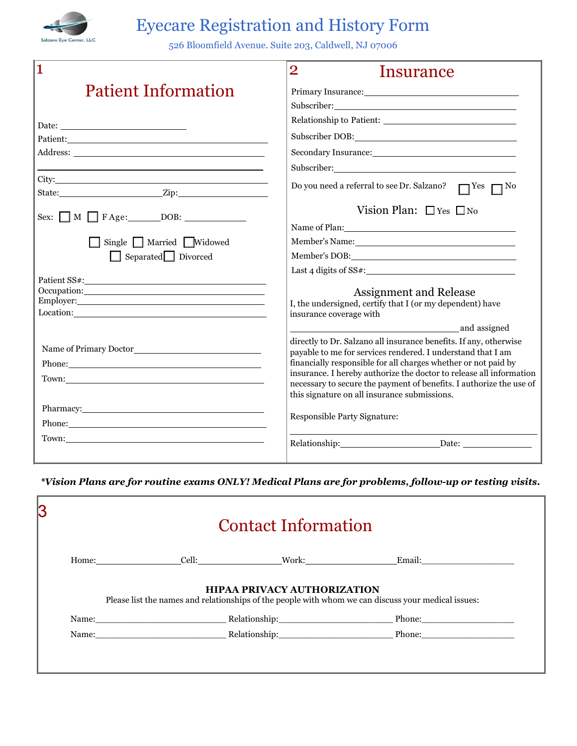Salzano Eye Center, LLC

# Eyecare Registration and History Form

526 Bloomfield Avenue. Suite 203, Caldwell, NJ 07006

## 1 Patient Information

Date: ____________________

Patient: ____________________

Address: ____________________

____________________

City: ____________________

State: ____________ Zip: ____________

Sex: ☐ M ☐ F Age: ______ DOB: __________

☐ Single ☐ Married ☐ Widowed ☐ Separated ☐ Divorced

Patient SS#: ____________________

Occupation: ____________________

Employer: ____________________

Location: ____________________

Name of Primary Doctor ____________________

Phone: ____________________

Town: ____________________

Pharmacy: ____________________

Phone: ____________________

Town: ____________________

## 2 Insurance

Primary Insurance: ____________________

Subscriber: ____________________

Relationship to Patient: ____________________

Subscriber DOB: ____________________

Secondary Insurance: ____________________

Subscriber: ____________________

Do you need a referral to see Dr. Salzano? ☐ Yes ☐ No

Vision Plan: ☐ Yes ☐ No

Name of Plan: ____________________

Member's Name: ____________________

Member's DOB: ____________________

Last 4 digits of SS#: ____________________

### Assignment and Release

I, the undersigned, certify that I (or my dependent) have insurance coverage with

____________________ and assigned directly to Dr. Salzano all insurance benefits. If any, otherwise payable to me for services rendered. I understand that I am financially responsible for all charges whether or not paid by insurance. I hereby authorize the doctor to release all information necessary to secure the payment of benefits. I authorize the use of this signature on all insurance submissions.

Responsible Party Signature:

____________________

Relationship: ____________________ Date: ____________

***Vision Plans are for routine exams ONLY! Medical Plans are for problems, follow-up or testing visits.***

## 3 Contact Information

Home: ____________ Cell: ____________ Work: ____________ Email: ____________

**HIPAA PRIVACY AUTHORIZATION**

Please list the names and relationships of the people with whom we can discuss your medical issues:

Name: ____________________ Relationship: ____________________ Phone: ____________________

Name: ____________________ Relationship: ____________________ Phone: ____________________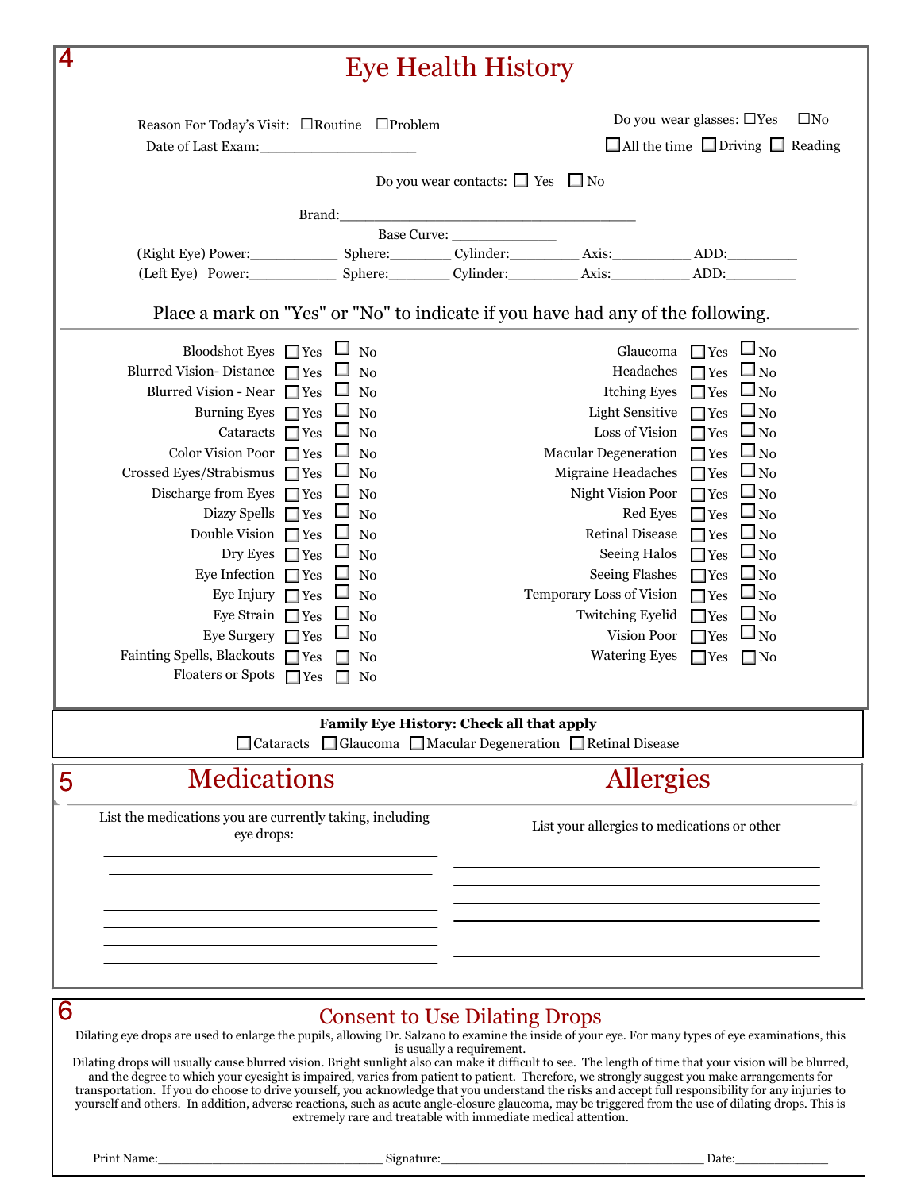## 4

# Eye Health History

Reason For Today's Visit: ☐Routine ☐Problem

Date of Last Exam:____________________

Do you wear glasses: ☐Yes ☐No

☐All the time ☐Driving ☐ Reading

Do you wear contacts: ☐ Yes ☐ No

Brand:_______________________________________

Base Curve: ______________

(Right Eye) Power:____________ Sphere:________ Cylinder:_________ Axis:__________ ADD:_________

(Left Eye) Power:____________ Sphere:________ Cylinder:_________ Axis:__________ ADD:_________

Place a mark on "Yes" or "No" to indicate if you have had any of the following.

| Condition | Yes | No | Condition | Yes | No |
|---|---|---|---|---|---|
| Bloodshot Eyes | ☐Yes | ☐No | Glaucoma | ☐Yes | ☐No |
| Blurred Vision- Distance | ☐Yes | ☐No | Headaches | ☐Yes | ☐No |
| Blurred Vision - Near | ☐Yes | ☐No | Itching Eyes | ☐Yes | ☐No |
| Burning Eyes | ☐Yes | ☐No | Light Sensitive | ☐Yes | ☐No |
| Cataracts | ☐Yes | ☐No | Loss of Vision | ☐Yes | ☐No |
| Color Vision Poor | ☐Yes | ☐No | Macular Degeneration | ☐Yes | ☐No |
| Crossed Eyes/Strabismus | ☐Yes | ☐No | Migraine Headaches | ☐Yes | ☐No |
| Discharge from Eyes | ☐Yes | ☐No | Night Vision Poor | ☐Yes | ☐No |
| Dizzy Spells | ☐Yes | ☐No | Red Eyes | ☐Yes | ☐No |
| Double Vision | ☐Yes | ☐No | Retinal Disease | ☐Yes | ☐No |
| Dry Eyes | ☐Yes | ☐No | Seeing Halos | ☐Yes | ☐No |
| Eye Infection | ☐Yes | ☐No | Seeing Flashes | ☐Yes | ☐No |
| Eye Injury | ☐Yes | ☐No | Temporary Loss of Vision | ☐Yes | ☐No |
| Eye Strain | ☐Yes | ☐No | Twitching Eyelid | ☐Yes | ☐No |
| Eye Surgery | ☐Yes | ☐No | Vision Poor | ☐Yes | ☐No |
| Fainting Spells, Blackouts | ☐Yes | ☐No | Watering Eyes | ☐Yes | ☐No |
| Floaters or Spots | ☐Yes | ☐No | | | |

**Family Eye History: Check all that apply**

☐Cataracts ☐Glaucoma ☐Macular Degeneration ☐Retinal Disease

## 5

# Medications

List the medications you are currently taking, including eye drops:

______________________________________________
______________________________________________
______________________________________________
______________________________________________
______________________________________________
______________________________________________
______________________________________________

# Allergies

List your allergies to medications or other

______________________________________________
______________________________________________
______________________________________________
______________________________________________
______________________________________________
______________________________________________
______________________________________________

## 6

# Consent to Use Dilating Drops

Dilating eye drops are used to enlarge the pupils, allowing Dr. Salzano to examine the inside of your eye. For many types of eye examinations, this is usually a requirement.

Dilating drops will usually cause blurred vision. Bright sunlight also can make it difficult to see. The length of time that your vision will be blurred, and the degree to which your eyesight is impaired, varies from patient to patient. Therefore, we strongly suggest you make arrangements for transportation. If you do choose to drive yourself, you acknowledge that you understand the risks and accept full responsibility for any injuries to yourself and others. In addition, adverse reactions, such as acute angle-closure glaucoma, may be triggered from the use of dilating drops. This is extremely rare and treatable with immediate medical attention.

Print Name:________________________________ Signature:______________________________________ Date:______________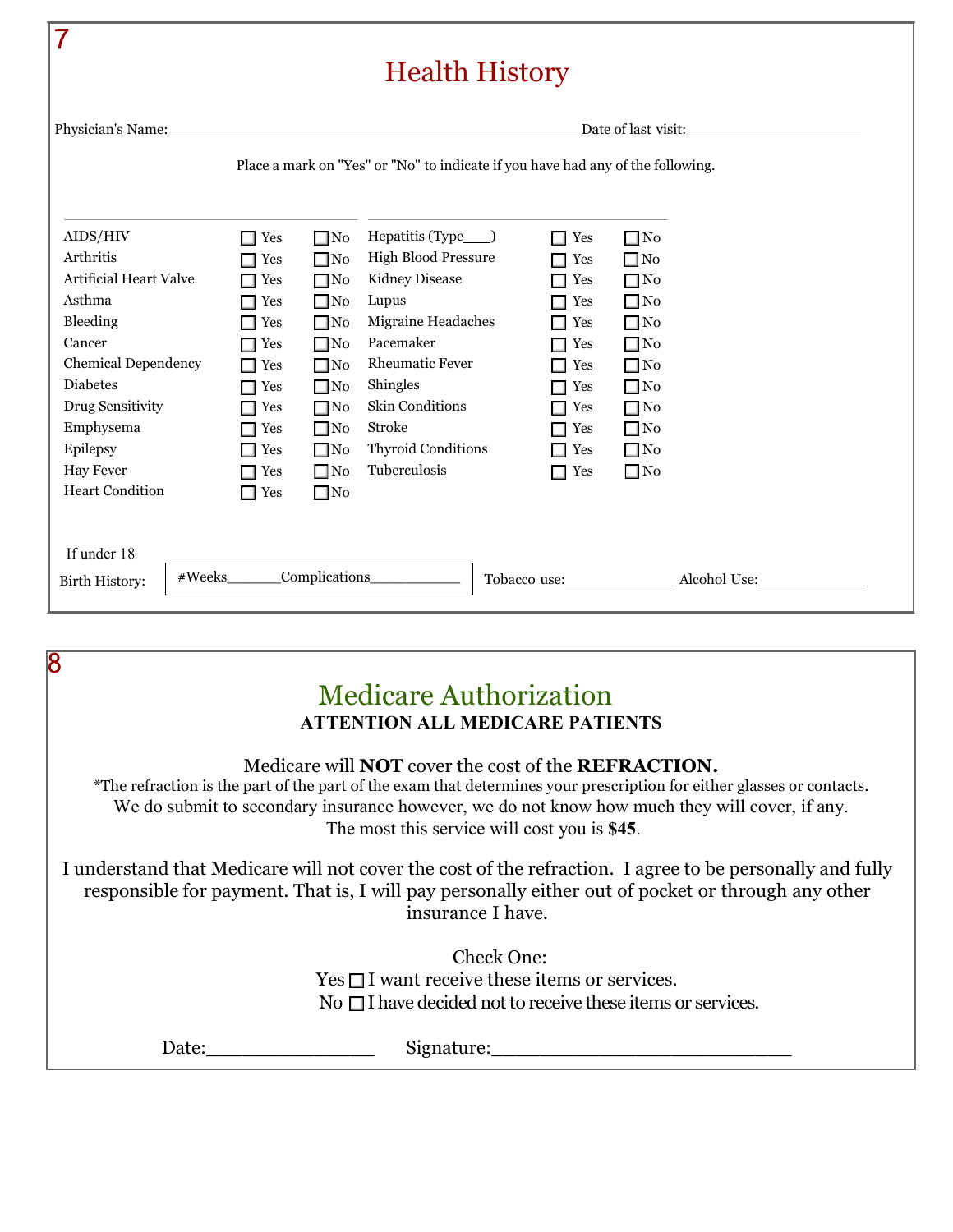7

# Health History

Physician's Name:_____________________________________________Date of last visit: ___________________

Place a mark on "Yes" or "No" to indicate if you have had any of the following.

| | | | | | |
|---|---|---|---|---|---|
| AIDS/HIV | ☐ Yes | ☐ No | Hepatitis (Type___) | ☐ Yes | ☐ No |
| Arthritis | ☐ Yes | ☐ No | High Blood Pressure | ☐ Yes | ☐ No |
| Artificial Heart Valve | ☐ Yes | ☐ No | Kidney Disease | ☐ Yes | ☐ No |
| Asthma | ☐ Yes | ☐ No | Lupus | ☐ Yes | ☐ No |
| Bleeding | ☐ Yes | ☐ No | Migraine Headaches | ☐ Yes | ☐ No |
| Cancer | ☐ Yes | ☐ No | Pacemaker | ☐ Yes | ☐ No |
| Chemical Dependency | ☐ Yes | ☐ No | Rheumatic Fever | ☐ Yes | ☐ No |
| Diabetes | ☐ Yes | ☐ No | Shingles | ☐ Yes | ☐ No |
| Drug Sensitivity | ☐ Yes | ☐ No | Skin Conditions | ☐ Yes | ☐ No |
| Emphysema | ☐ Yes | ☐ No | Stroke | ☐ Yes | ☐ No |
| Epilepsy | ☐ Yes | ☐ No | Thyroid Conditions | ☐ Yes | ☐ No |
| Hay Fever | ☐ Yes | ☐ No | Tuberculosis | ☐ Yes | ☐ No |
| Heart Condition | ☐ Yes | ☐ No | | | |

If under 18
Birth History: #Weeks______Complications___________ Tobacco use:_____________ Alcohol Use:_____________

8

# Medicare Authorization

**ATTENTION ALL MEDICARE PATIENTS**

Medicare will **NOT** cover the cost of the **REFRACTION.**

*The refraction is the part of the part of the exam that determines your prescription for either glasses or contacts.
We do submit to secondary insurance however, we do not know how much they will cover, if any.
The most this service will cost you is **$45**.

I understand that Medicare will not cover the cost of the refraction. I agree to be personally and fully responsible for payment. That is, I will pay personally either out of pocket or through any other insurance I have.

Check One:
Yes ☐ I want receive these items or services.
No ☐ I have decided not to receive these items or services.

Date:________________ Signature:____________________________